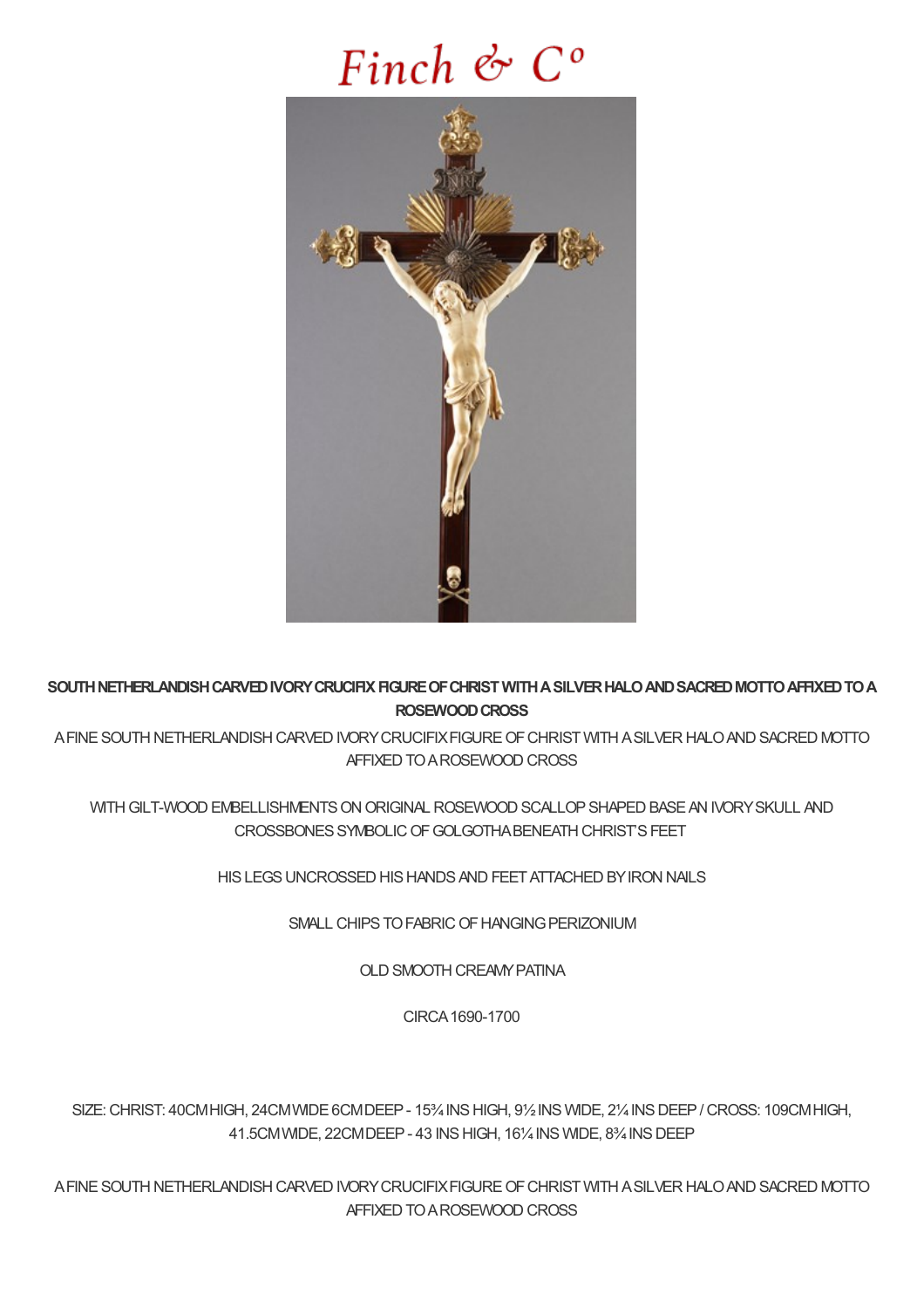# Finch & Co

**SOUTH NETHERLANDISH CARVED IVORY CRUCIFIX FIGURE OF CHRIST WITH A SILVER HALO AND SACRED MOTTO AFFIXED TO A ROSEWOOD CROSS**

A FINE SOUTH NETHERLANDISH CARVED IVORY CRUCIFIX FIGURE OF CHRIST WITH A SILVER HALO AND SACRED MOTTO AFFIXED TO A ROSEWOOD CROSS

WITH GILT-WOOD EMBELLISHMENTS ON ORIGINAL ROSEWOOD SCALLOP SHAPED BASE AN IVORY SKULL AND CROSSBONES SYMBOLIC OF GOLGOTHA BENEATH CHRIST'S FEET

HIS LEGS UNCROSSED HIS HANDS AND FEET ATTACHED BY IRON NAILS

SMALL CHIPS TO FABRIC OF HANGING PERIZONIUM

OLD SMOOTH CREAMY PATINA

CIRCA 1690-1700

SIZE: CHRIST: 40CM HIGH, 24CM WIDE 6CM DEEP - 15¾ INS HIGH, 9½ INS WIDE, 2¼ INS DEEP / CROSS: 109CM HIGH, 41.5CM WIDE, 22CM DEEP - 43 INS HIGH, 16¼ INS WIDE, 8¾ INS DEEP

A FINE SOUTH NETHERLANDISH CARVED IVORY CRUCIFIX FIGURE OF CHRIST WITH A SILVER HALO AND SACRED MOTTO AFFIXED TO A ROSEWOOD CROSS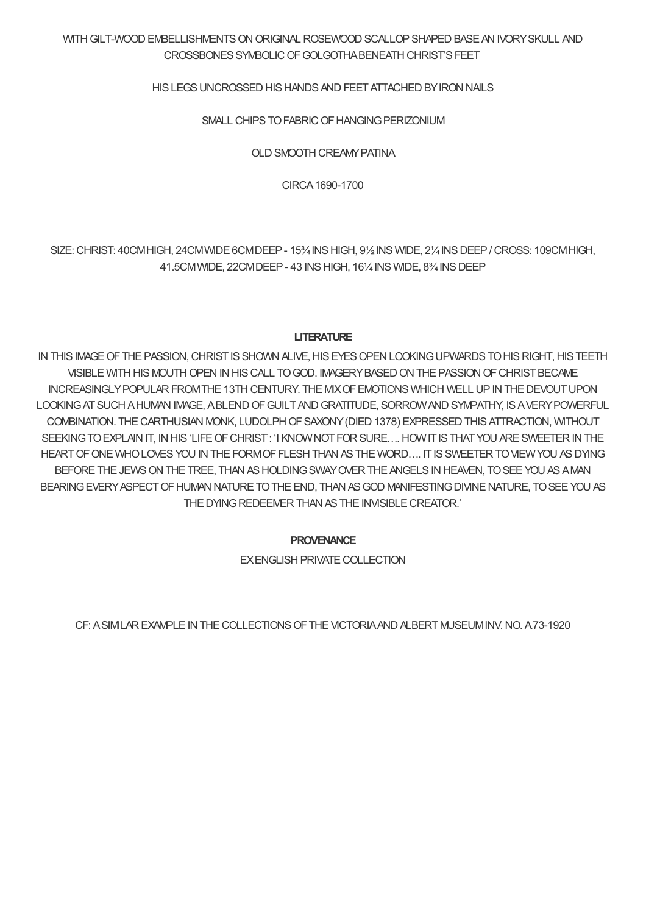WITH GILT-WOOD EMBELLISHMENTS ON ORIGINAL ROSEWOOD SCALLOP SHAPED BASE AN IVORY SKULL AND CROSSBONES SYMBOLIC OF GOLGOTHA BENEATH CHRIST'S FEET

HIS LEGS UNCROSSED HIS HANDS AND FEET ATTACHED BY IRON NAILS

SMALL CHIPS TO FABRIC OF HANGING PERIZONIUM

OLD SMOOTH CREAMY PATINA

CIRCA 1690-1700

SIZE: CHRIST: 40CM HIGH, 24CM WIDE 6CM DEEP - 15¾ INS HIGH, 9½ INS WIDE, 2¼ INS DEEP / CROSS: 109CM HIGH, 41.5CM WIDE, 22CM DEEP - 43 INS HIGH, 16¼ INS WIDE, 8¾ INS DEEP

**LITERATURE**

IN THIS IMAGE OF THE PASSION, CHRIST IS SHOWN ALIVE, HIS EYES OPEN LOOKING UPWARDS TO HIS RIGHT, HIS TEETH VISIBLE WITH HIS MOUTH OPEN IN HIS CALL TO GOD. IMAGERY BASED ON THE PASSION OF CHRIST BECAME INCREASINGLY POPULAR FROM THE 13TH CENTURY. THE MIX OF EMOTIONS WHICH WELL UP IN THE DEVOUT UPON LOOKING AT SUCH A HUMAN IMAGE, A BLEND OF GUILT AND GRATITUDE, SORROW AND SYMPATHY, IS A VERY POWERFUL COMBINATION. THE CARTHUSIAN MONK, LUDOLPH OF SAXONY (DIED 1378) EXPRESSED THIS ATTRACTION, WITHOUT SEEKING TO EXPLAIN IT, IN HIS 'LIFE OF CHRIST': 'I KNOW NOT FOR SURE…. HOW IT IS THAT YOU ARE SWEETER IN THE HEART OF ONE WHO LOVES YOU IN THE FORM OF FLESH THAN AS THE WORD…. IT IS SWEETER TO VIEW YOU AS DYING BEFORE THE JEWS ON THE TREE, THAN AS HOLDING SWAY OVER THE ANGELS IN HEAVEN, TO SEE YOU AS A MAN BEARING EVERY ASPECT OF HUMAN NATURE TO THE END, THAN AS GOD MANIFESTING DIVINE NATURE, TO SEE YOU AS THE DYING REDEEMER THAN AS THE INVISIBLE CREATOR.'

**PROVENANCE**

EX ENGLISH PRIVATE COLLECTION

CF: A SIMILAR EXAMPLE IN THE COLLECTIONS OF THE VICTORIA AND ALBERT MUSEUM INV. NO. A.73-1920